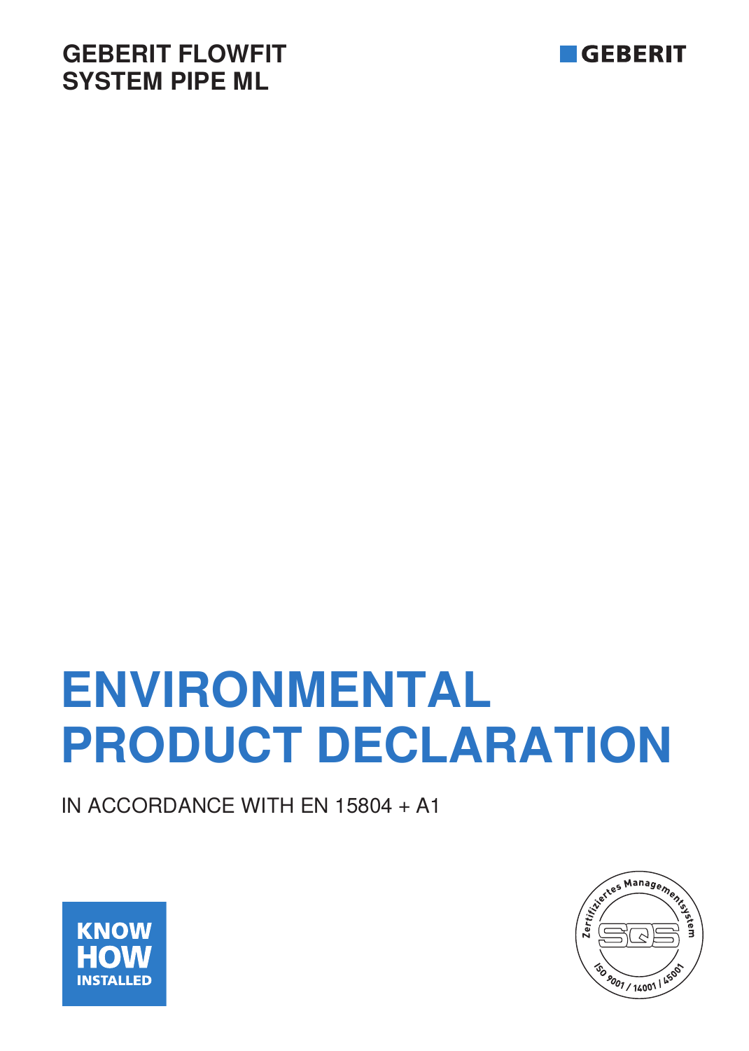**GEBERIT FLOWFIT SYSTEM PIPE ML**

GEBERIT

# ENVIRONMENTAL PRODUCT DECLARATION

IN ACCORDANCE WITH EN 15804 + A1

KNOW HOW INSTALLED

Zertifiziertes Managementsystem SQS ISO 9001 / 14001 / 45001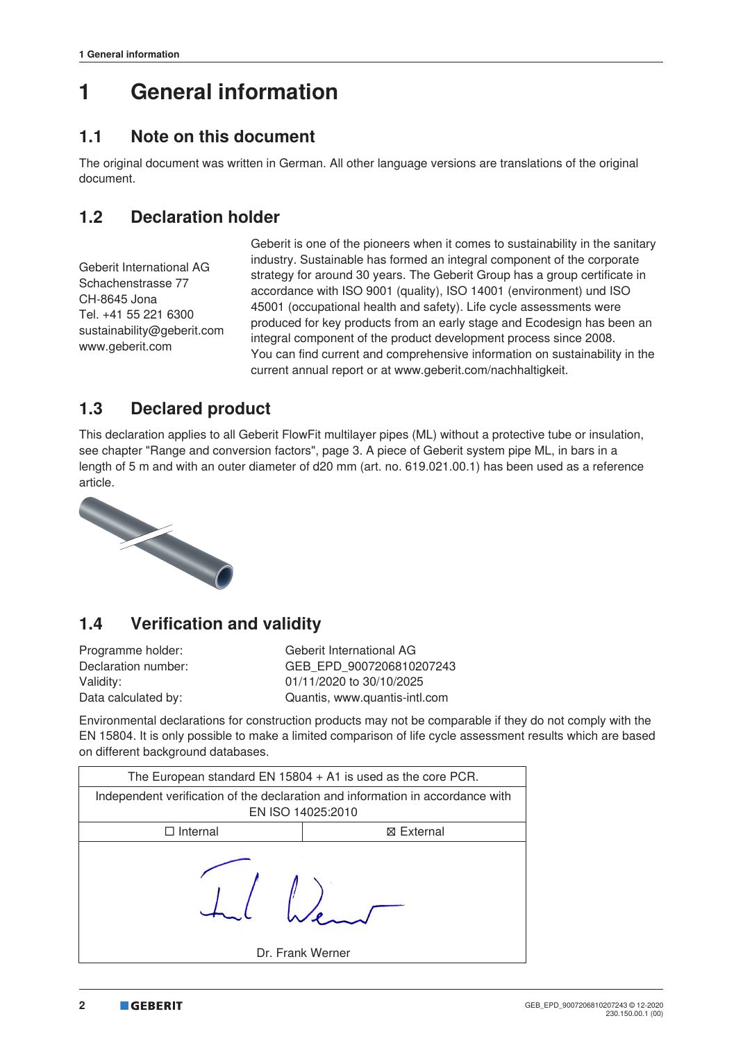# 1 General information

## 1.1 Note on this document

The original document was written in German. All other language versions are translations of the original document.

## 1.2 Declaration holder

Geberit International AG
Schachenstrasse 77
CH-8645 Jona
Tel. +41 55 221 6300
sustainability@geberit.com
www.geberit.com

Geberit is one of the pioneers when it comes to sustainability in the sanitary industry. Sustainable has formed an integral component of the corporate strategy for around 30 years. The Geberit Group has a group certificate in accordance with ISO 9001 (quality), ISO 14001 (environment) und ISO 45001 (occupational health and safety). Life cycle assessments were produced for key products from an early stage and Ecodesign has been an integral component of the product development process since 2008.
You can find current and comprehensive information on sustainability in the current annual report or at www.geberit.com/nachhaltigkeit.

## 1.3 Declared product

This declaration applies to all Geberit FlowFit multilayer pipes (ML) without a protective tube or insulation, see chapter "Range and conversion factors", page 3. A piece of Geberit system pipe ML, in bars in a length of 5 m and with an outer diameter of d20 mm (art. no. 619.021.00.1) has been used as a reference article.

## 1.4 Verification and validity

Programme holder: Geberit International AG
Declaration number: GEB_EPD_9007206810207243
Validity: 01/11/2020 to 30/10/2025
Data calculated by: Quantis, www.quantis-intl.com

Environmental declarations for construction products may not be comparable if they do not comply with the EN 15804. It is only possible to make a limited comparison of life cycle assessment results which are based on different background databases.

| The European standard EN 15804 + A1 is used as the core PCR. | |
|---|---|
| Independent verification of the declaration and information in accordance with EN ISO 14025:2010 | |
| ☐ Internal | ☒ External |
| Dr. Frank Werner | |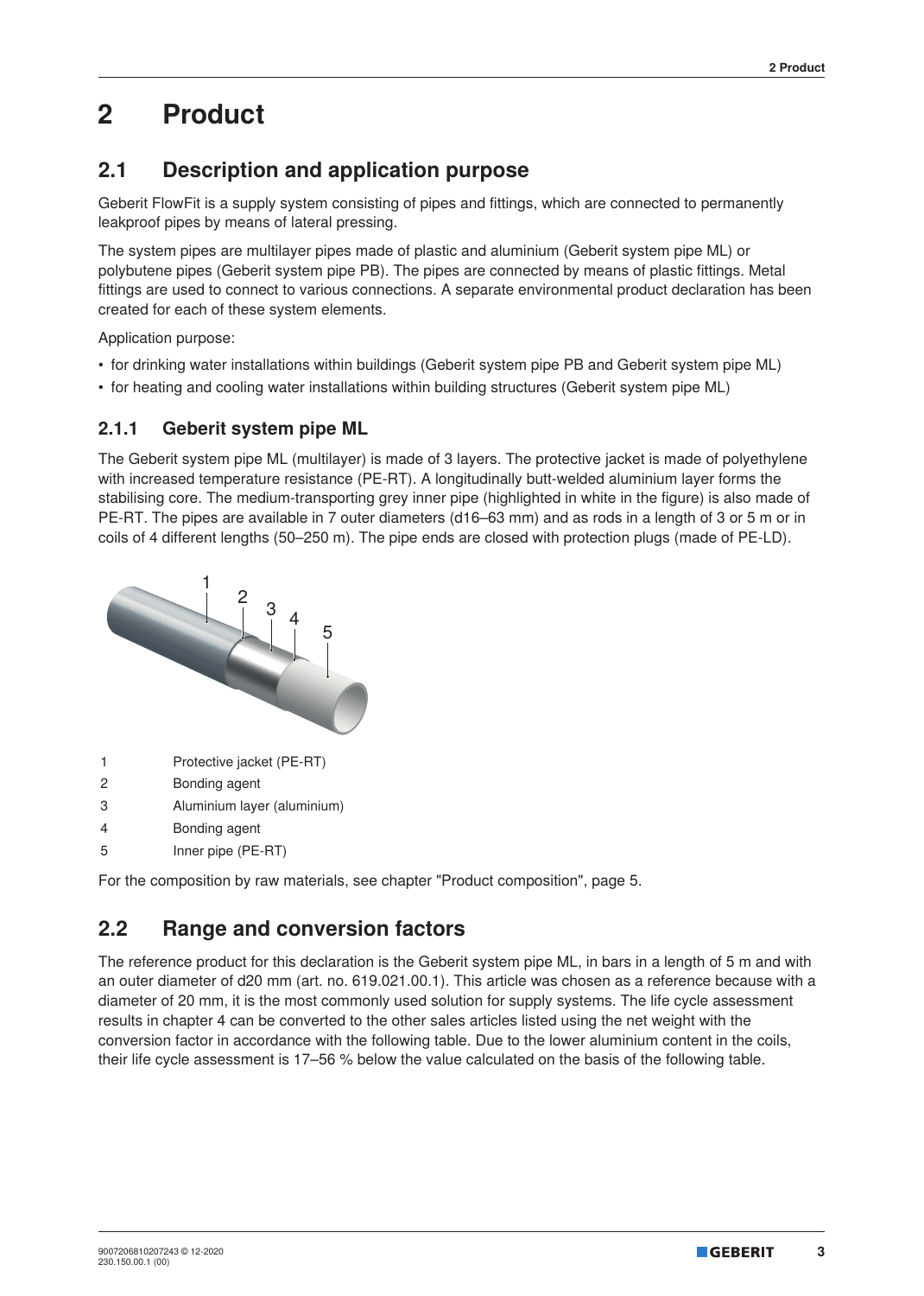# 2 Product

## 2.1 Description and application purpose

Geberit FlowFit is a supply system consisting of pipes and fittings, which are connected to permanently leakproof pipes by means of lateral pressing.

The system pipes are multilayer pipes made of plastic and aluminium (Geberit system pipe ML) or polybutene pipes (Geberit system pipe PB). The pipes are connected by means of plastic fittings. Metal fittings are used to connect to various connections. A separate environmental product declaration has been created for each of these system elements.

Application purpose:

- for drinking water installations within buildings (Geberit system pipe PB and Geberit system pipe ML)
- for heating and cooling water installations within building structures (Geberit system pipe ML)

### 2.1.1 Geberit system pipe ML

The Geberit system pipe ML (multilayer) is made of 3 layers. The protective jacket is made of polyethylene with increased temperature resistance (PE-RT). A longitudinally butt-welded aluminium layer forms the stabilising core. The medium-transporting grey inner pipe (highlighted in white in the figure) is also made of PE-RT. The pipes are available in 7 outer diameters (d16–63 mm) and as rods in a length of 3 or 5 m or in coils of 4 different lengths (50–250 m). The pipe ends are closed with protection plugs (made of PE-LD).

| | |
|---|---|
| 1 | Protective jacket (PE-RT) |
| 2 | Bonding agent |
| 3 | Aluminium layer (aluminium) |
| 4 | Bonding agent |
| 5 | Inner pipe (PE-RT) |

For the composition by raw materials, see chapter "Product composition", page 5.

## 2.2 Range and conversion factors

The reference product for this declaration is the Geberit system pipe ML, in bars in a length of 5 m and with an outer diameter of d20 mm (art. no. 619.021.00.1). This article was chosen as a reference because with a diameter of 20 mm, it is the most commonly used solution for supply systems. The life cycle assessment results in chapter 4 can be converted to the other sales articles listed using the net weight with the conversion factor in accordance with the following table. Due to the lower aluminium content in the coils, their life cycle assessment is 17–56 % below the value calculated on the basis of the following table.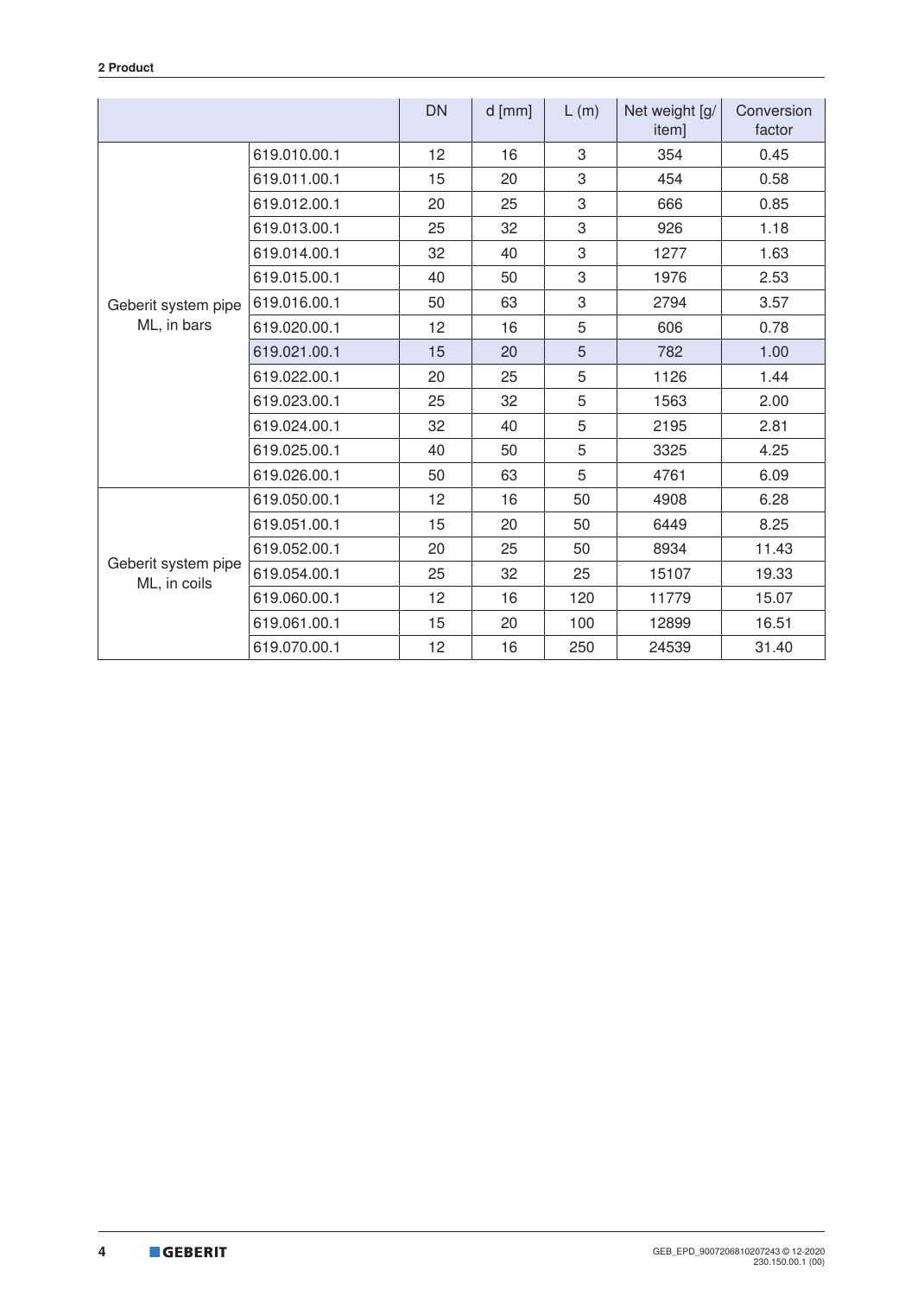| | | DN | d [mm] | L (m) | Net weight [g/item] | Conversion factor |
|---|---|---|---|---|---|---|
| Geberit system pipe ML, in bars | 619.010.00.1 | 12 | 16 | 3 | 354 | 0.45 |
| | 619.011.00.1 | 15 | 20 | 3 | 454 | 0.58 |
| | 619.012.00.1 | 20 | 25 | 3 | 666 | 0.85 |
| | 619.013.00.1 | 25 | 32 | 3 | 926 | 1.18 |
| | 619.014.00.1 | 32 | 40 | 3 | 1277 | 1.63 |
| | 619.015.00.1 | 40 | 50 | 3 | 1976 | 2.53 |
| | 619.016.00.1 | 50 | 63 | 3 | 2794 | 3.57 |
| | 619.020.00.1 | 12 | 16 | 5 | 606 | 0.78 |
| | 619.021.00.1 | 15 | 20 | 5 | 782 | 1.00 |
| | 619.022.00.1 | 20 | 25 | 5 | 1126 | 1.44 |
| | 619.023.00.1 | 25 | 32 | 5 | 1563 | 2.00 |
| | 619.024.00.1 | 32 | 40 | 5 | 2195 | 2.81 |
| | 619.025.00.1 | 40 | 50 | 5 | 3325 | 4.25 |
| | 619.026.00.1 | 50 | 63 | 5 | 4761 | 6.09 |
| Geberit system pipe ML, in coils | 619.050.00.1 | 12 | 16 | 50 | 4908 | 6.28 |
| | 619.051.00.1 | 15 | 20 | 50 | 6449 | 8.25 |
| | 619.052.00.1 | 20 | 25 | 50 | 8934 | 11.43 |
| | 619.054.00.1 | 25 | 32 | 25 | 15107 | 19.33 |
| | 619.060.00.1 | 12 | 16 | 120 | 11779 | 15.07 |
| | 619.061.00.1 | 15 | 20 | 100 | 12899 | 16.51 |
| | 619.070.00.1 | 12 | 16 | 250 | 24539 | 31.40 |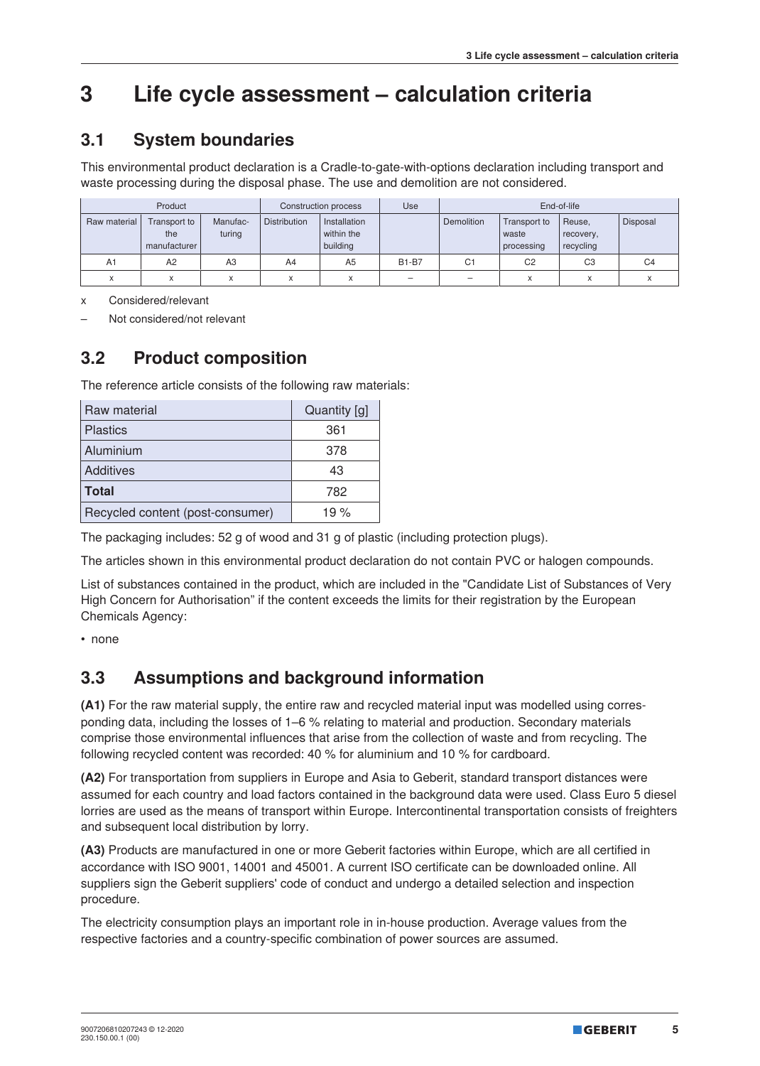# 3 Life cycle assessment – calculation criteria

## 3.1 System boundaries

This environmental product declaration is a Cradle-to-gate-with-options declaration including transport and waste processing during the disposal phase. The use and demolition are not considered.

| Product | | | Construction process | | Use | End-of-life | | | |
|---|---|---|---|---|---|---|---|---|---|
| Raw material | Transport to the manufacturer | Manufac-turing | Distribution | Installation within the building | | Demolition | Transport to waste processing | Reuse, recovery, recycling | Disposal |
| A1 | A2 | A3 | A4 | A5 | B1-B7 | C1 | C2 | C3 | C4 |
| x | x | x | x | x | – | – | x | x | x |

x Considered/relevant

– Not considered/not relevant

## 3.2 Product composition

The reference article consists of the following raw materials:

| Raw material | Quantity [g] |
|---|---|
| Plastics | 361 |
| Aluminium | 378 |
| Additives | 43 |
| **Total** | 782 |
| Recycled content (post-consumer) | 19 % |

The packaging includes: 52 g of wood and 31 g of plastic (including protection plugs).

The articles shown in this environmental product declaration do not contain PVC or halogen compounds.

List of substances contained in the product, which are included in the "Candidate List of Substances of Very High Concern for Authorisation" if the content exceeds the limits for their registration by the European Chemicals Agency:

- none

## 3.3 Assumptions and background information

**(A1)** For the raw material supply, the entire raw and recycled material input was modelled using corresponding data, including the losses of 1–6 % relating to material and production. Secondary materials comprise those environmental influences that arise from the collection of waste and from recycling. The following recycled content was recorded: 40 % for aluminium and 10 % for cardboard.

**(A2)** For transportation from suppliers in Europe and Asia to Geberit, standard transport distances were assumed for each country and load factors contained in the background data were used. Class Euro 5 diesel lorries are used as the means of transport within Europe. Intercontinental transportation consists of freighters and subsequent local distribution by lorry.

**(A3)** Products are manufactured in one or more Geberit factories within Europe, which are all certified in accordance with ISO 9001, 14001 and 45001. A current ISO certificate can be downloaded online. All suppliers sign the Geberit suppliers' code of conduct and undergo a detailed selection and inspection procedure.

The electricity consumption plays an important role in in-house production. Average values from the respective factories and a country-specific combination of power sources are assumed.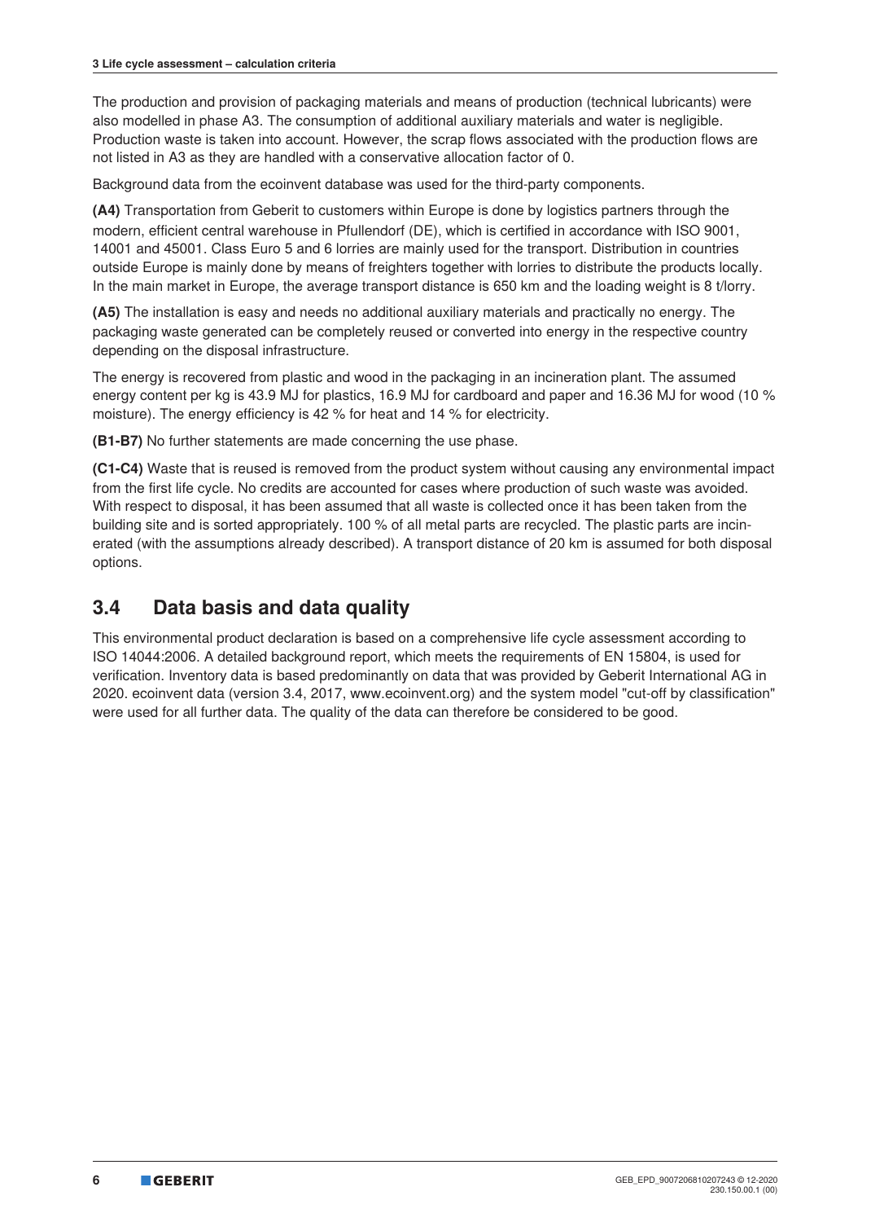The production and provision of packaging materials and means of production (technical lubricants) were also modelled in phase A3. The consumption of additional auxiliary materials and water is negligible. Production waste is taken into account. However, the scrap flows associated with the production flows are not listed in A3 as they are handled with a conservative allocation factor of 0.

Background data from the ecoinvent database was used for the third-party components.

**(A4)** Transportation from Geberit to customers within Europe is done by logistics partners through the modern, efficient central warehouse in Pfullendorf (DE), which is certified in accordance with ISO 9001, 14001 and 45001. Class Euro 5 and 6 lorries are mainly used for the transport. Distribution in countries outside Europe is mainly done by means of freighters together with lorries to distribute the products locally. In the main market in Europe, the average transport distance is 650 km and the loading weight is 8 t/lorry.

**(A5)** The installation is easy and needs no additional auxiliary materials and practically no energy. The packaging waste generated can be completely reused or converted into energy in the respective country depending on the disposal infrastructure.

The energy is recovered from plastic and wood in the packaging in an incineration plant. The assumed energy content per kg is 43.9 MJ for plastics, 16.9 MJ for cardboard and paper and 16.36 MJ for wood (10 % moisture). The energy efficiency is 42 % for heat and 14 % for electricity.

**(B1-B7)** No further statements are made concerning the use phase.

**(C1-C4)** Waste that is reused is removed from the product system without causing any environmental impact from the first life cycle. No credits are accounted for cases where production of such waste was avoided. With respect to disposal, it has been assumed that all waste is collected once it has been taken from the building site and is sorted appropriately. 100 % of all metal parts are recycled. The plastic parts are incinerated (with the assumptions already described). A transport distance of 20 km is assumed for both disposal options.

## 3.4 Data basis and data quality

This environmental product declaration is based on a comprehensive life cycle assessment according to ISO 14044:2006. A detailed background report, which meets the requirements of EN 15804, is used for verification. Inventory data is based predominantly on data that was provided by Geberit International AG in 2020. ecoinvent data (version 3.4, 2017, www.ecoinvent.org) and the system model "cut-off by classification" were used for all further data. The quality of the data can therefore be considered to be good.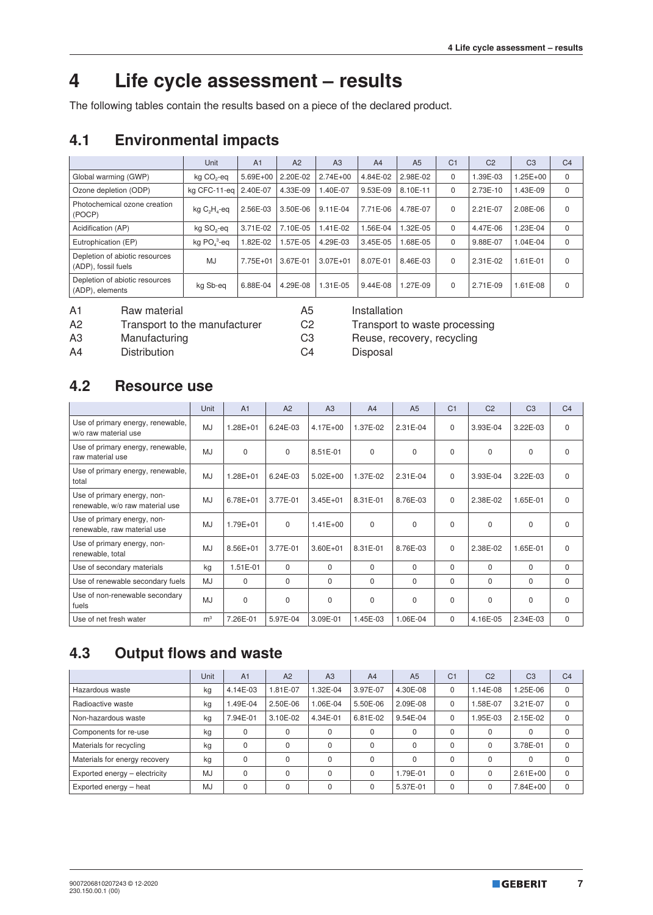# 4 Life cycle assessment – results

The following tables contain the results based on a piece of the declared product.

## 4.1 Environmental impacts

| | Unit | A1 | A2 | A3 | A4 | A5 | C1 | C2 | C3 | C4 |
|---|---|---|---|---|---|---|---|---|---|---|
| Global warming (GWP) | kg $CO_2$-eq | 5.69E+00 | 2.20E-02 | 2.74E+00 | 4.84E-02 | 2.98E-02 | 0 | 1.39E-03 | 1.25E+00 | 0 |
| Ozone depletion (ODP) | kg CFC-11-eq | 2.40E-07 | 4.33E-09 | 1.40E-07 | 9.53E-09 | 8.10E-11 | 0 | 2.73E-10 | 1.43E-09 | 0 |
| Photochemical ozone creation (POCP) | kg $C_2H_4$-eq | 2.56E-03 | 3.50E-06 | 9.11E-04 | 7.71E-06 | 4.78E-07 | 0 | 2.21E-07 | 2.08E-06 | 0 |
| Acidification (AP) | kg $SO_2$-eq | 3.71E-02 | 7.10E-05 | 1.41E-02 | 1.56E-04 | 1.32E-05 | 0 | 4.47E-06 | 1.23E-04 | 0 |
| Eutrophication (EP) | kg $PO_4^{3}$-eq | 1.82E-02 | 1.57E-05 | 4.29E-03 | 3.45E-05 | 1.68E-05 | 0 | 9.88E-07 | 1.04E-04 | 0 |
| Depletion of abiotic resources (ADP), fossil fuels | MJ | 7.75E+01 | 3.67E-01 | 3.07E+01 | 8.07E-01 | 8.46E-03 | 0 | 2.31E-02 | 1.61E-01 | 0 |
| Depletion of abiotic resources (ADP), elements | kg Sb-eq | 6.88E-04 | 4.29E-08 | 1.31E-05 | 9.44E-08 | 1.27E-09 | 0 | 2.71E-09 | 1.61E-08 | 0 |

| | | | |
|---|---|---|---|
| A1 | Raw material | A5 | Installation |
| A2 | Transport to the manufacturer | C2 | Transport to waste processing |
| A3 | Manufacturing | C3 | Reuse, recovery, recycling |
| A4 | Distribution | C4 | Disposal |

## 4.2 Resource use

| | Unit | A1 | A2 | A3 | A4 | A5 | C1 | C2 | C3 | C4 |
|---|---|---|---|---|---|---|---|---|---|---|
| Use of primary energy, renewable, w/o raw material use | MJ | 1.28E+01 | 6.24E-03 | 4.17E+00 | 1.37E-02 | 2.31E-04 | 0 | 3.93E-04 | 3.22E-03 | 0 |
| Use of primary energy, renewable, raw material use | MJ | 0 | 0 | 8.51E-01 | 0 | 0 | 0 | 0 | 0 | 0 |
| Use of primary energy, renewable, total | MJ | 1.28E+01 | 6.24E-03 | 5.02E+00 | 1.37E-02 | 2.31E-04 | 0 | 3.93E-04 | 3.22E-03 | 0 |
| Use of primary energy, non-renewable, w/o raw material use | MJ | 6.78E+01 | 3.77E-01 | 3.45E+01 | 8.31E-01 | 8.76E-03 | 0 | 2.38E-02 | 1.65E-01 | 0 |
| Use of primary energy, non-renewable, raw material use | MJ | 1.79E+01 | 0 | 1.41E+00 | 0 | 0 | 0 | 0 | 0 | 0 |
| Use of primary energy, non-renewable, total | MJ | 8.56E+01 | 3.77E-01 | 3.60E+01 | 8.31E-01 | 8.76E-03 | 0 | 2.38E-02 | 1.65E-01 | 0 |
| Use of secondary materials | kg | 1.51E-01 | 0 | 0 | 0 | 0 | 0 | 0 | 0 | 0 |
| Use of renewable secondary fuels | MJ | 0 | 0 | 0 | 0 | 0 | 0 | 0 | 0 | 0 |
| Use of non-renewable secondary fuels | MJ | 0 | 0 | 0 | 0 | 0 | 0 | 0 | 0 | 0 |
| Use of net fresh water | $m^3$ | 7.26E-01 | 5.97E-04 | 3.09E-01 | 1.45E-03 | 1.06E-04 | 0 | 4.16E-05 | 2.34E-03 | 0 |

## 4.3 Output flows and waste

| | Unit | A1 | A2 | A3 | A4 | A5 | C1 | C2 | C3 | C4 |
|---|---|---|---|---|---|---|---|---|---|---|
| Hazardous waste | kg | 4.14E-03 | 1.81E-07 | 1.32E-04 | 3.97E-07 | 4.30E-08 | 0 | 1.14E-08 | 1.25E-06 | 0 |
| Radioactive waste | kg | 1.49E-04 | 2.50E-06 | 1.06E-04 | 5.50E-06 | 2.09E-08 | 0 | 1.58E-07 | 3.21E-07 | 0 |
| Non-hazardous waste | kg | 7.94E-01 | 3.10E-02 | 4.34E-01 | 6.81E-02 | 9.54E-04 | 0 | 1.95E-03 | 2.15E-02 | 0 |
| Components for re-use | kg | 0 | 0 | 0 | 0 | 0 | 0 | 0 | 0 | 0 |
| Materials for recycling | kg | 0 | 0 | 0 | 0 | 0 | 0 | 0 | 3.78E-01 | 0 |
| Materials for energy recovery | kg | 0 | 0 | 0 | 0 | 0 | 0 | 0 | 0 | 0 |
| Exported energy – electricity | MJ | 0 | 0 | 0 | 0 | 1.79E-01 | 0 | 0 | 2.61E+00 | 0 |
| Exported energy – heat | MJ | 0 | 0 | 0 | 0 | 5.37E-01 | 0 | 0 | 7.84E+00 | 0 |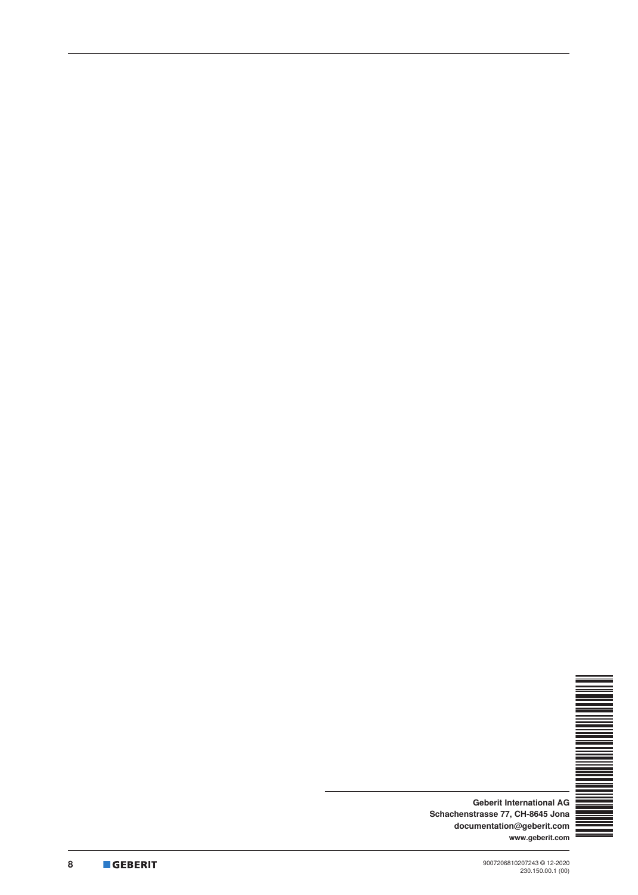**Geberit International AG**
**Schachenstrasse 77, CH-8645 Jona**
**documentation@geberit.com**
**www.geberit.com**

9007206810207243 © 12-2020
230.150.00.1 (00)